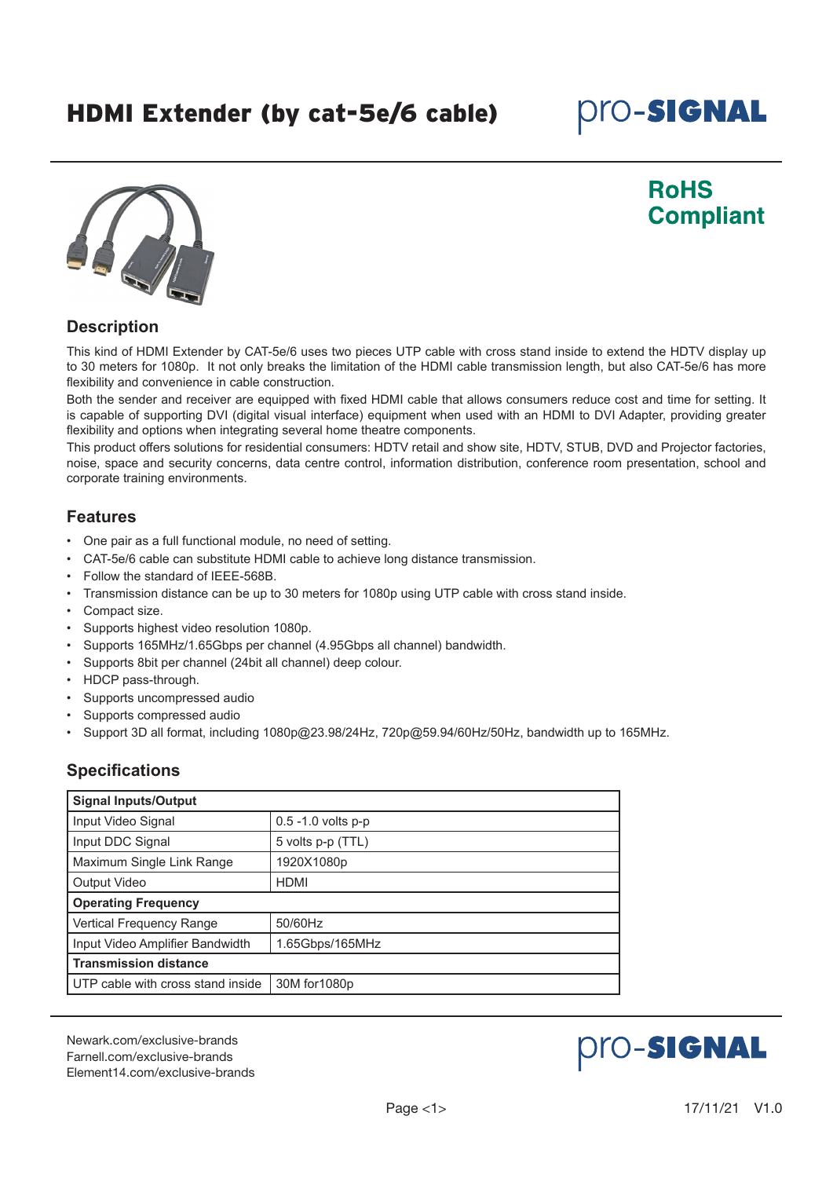# HDMI Extender (by cat-5e/6 cable)

pro-SIGNAL

**RoHS Compliant**

## Description

This kind of HDMI Extender by CAT-5e/6 uses two pieces UTP cable with cross stand inside to extend the HDTV display up to 30 meters for 1080p. It not only breaks the limitation of the HDMI cable transmission length, but also CAT-5e/6 has more flexibility and convenience in cable construction.

Both the sender and receiver are equipped with fixed HDMI cable that allows consumers reduce cost and time for setting. It is capable of supporting DVI (digital visual interface) equipment when used with an HDMI to DVI Adapter, providing greater flexibility and options when integrating several home theatre components.

This product offers solutions for residential consumers: HDTV retail and show site, HDTV, STUB, DVD and Projector factories, noise, space and security concerns, data centre control, information distribution, conference room presentation, school and corporate training environments.

## Features

- One pair as a full functional module, no need of setting.
- CAT-5e/6 cable can substitute HDMI cable to achieve long distance transmission.
- Follow the standard of IEEE-568B.
- Transmission distance can be up to 30 meters for 1080p using UTP cable with cross stand inside.
- Compact size.
- Supports highest video resolution 1080p.
- Supports 165MHz/1.65Gbps per channel (4.95Gbps all channel) bandwidth.
- Supports 8bit per channel (24bit all channel) deep colour.
- HDCP pass-through.
- Supports uncompressed audio
- Supports compressed audio
- Support 3D all format, including 1080p@23.98/24Hz, 720p@59.94/60Hz/50Hz, bandwidth up to 165MHz.

## Specifications

| **Signal Inputs/Output** | |
|---|---|
| Input Video Signal | 0.5 -1.0 volts p-p |
| Input DDC Signal | 5 volts p-p (TTL) |
| Maximum Single Link Range | 1920X1080p |
| Output Video | HDMI |
| **Operating Frequency** | |
| Vertical Frequency Range | 50/60Hz |
| Input Video Amplifier Bandwidth | 1.65Gbps/165MHz |
| **Transmission distance** | |
| UTP cable with cross stand inside | 30M for1080p |

Newark.com/exclusive-brands
Farnell.com/exclusive-brands
Element14.com/exclusive-brands

17/11/21 V1.0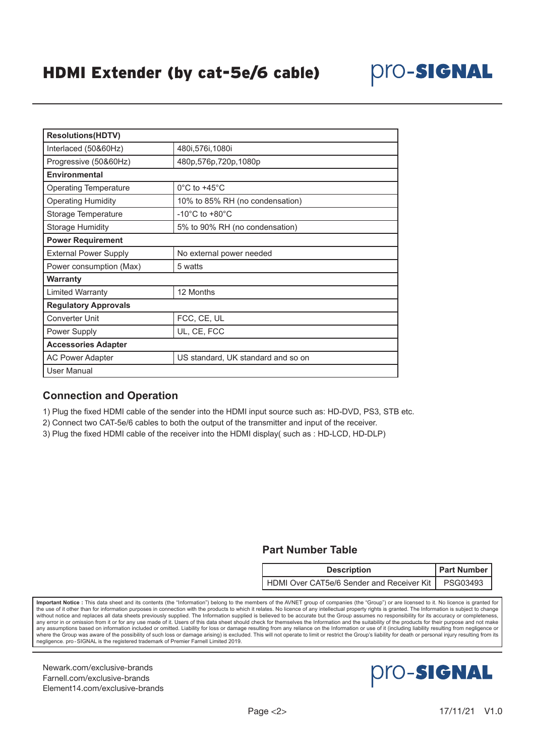# HDMI Extender (by cat-5e/6 cable)

pro-SIGNAL

| | |
|---|---|
| **Resolutions(HDTV)** | |
| Interlaced (50&60Hz) | 480i,576i,1080i |
| Progressive (50&60Hz) | 480p,576p,720p,1080p |
| **Environmental** | |
| Operating Temperature | 0°C to +45°C |
| Operating Humidity | 10% to 85% RH (no condensation) |
| Storage Temperature | -10°C to +80°C |
| Storage Humidity | 5% to 90% RH (no condensation) |
| **Power Requirement** | |
| External Power Supply | No external power needed |
| Power consumption (Max) | 5 watts |
| **Warranty** | |
| Limited Warranty | 12 Months |
| **Regulatory Approvals** | |
| Converter Unit | FCC, CE, UL |
| Power Supply | UL, CE, FCC |
| **Accessories Adapter** | |
| AC Power Adapter | US standard, UK standard and so on |
| User Manual | |

## Connection and Operation

1) Plug the fixed HDMI cable of the sender into the HDMI input source such as: HD-DVD, PS3, STB etc.
2) Connect two CAT-5e/6 cables to both the output of the transmitter and input of the receiver.
3) Plug the fixed HDMI cable of the receiver into the HDMI display( such as : HD-LCD, HD-DLP)

## Part Number Table

| Description | Part Number |
|---|---|
| HDMI Over CAT5e/6 Sender and Receiver Kit | PSG03493 |

**Important Notice :** This data sheet and its contents (the "Information") belong to the members of the AVNET group of companies (the "Group") or are licensed to it. No licence is granted for the use of it other than for information purposes in connection with the products to which it relates. No licence of any intellectual property rights is granted. The Information is subject to change without notice and replaces all data sheets previously supplied. The Information supplied is believed to be accurate but the Group assumes no responsibility for its accuracy or completeness, any error in or omission from it or for any use made of it. Users of this data sheet should check for themselves the Information and the suitability of the products for their purpose and not make any assumptions based on information included or omitted. Liability for loss or damage resulting from any reliance on the Information or use of it (including liability resulting from negligence or where the Group was aware of the possibility of such loss or damage arising) is excluded. This will not operate to limit or restrict the Group's liability for death or personal injury resulting from its negligence. pro-SIGNAL is the registered trademark of Premier Farnell Limited 2019.

Newark.com/exclusive-brands
Farnell.com/exclusive-brands
Element14.com/exclusive-brands

pro-SIGNAL

17/11/21 V1.0